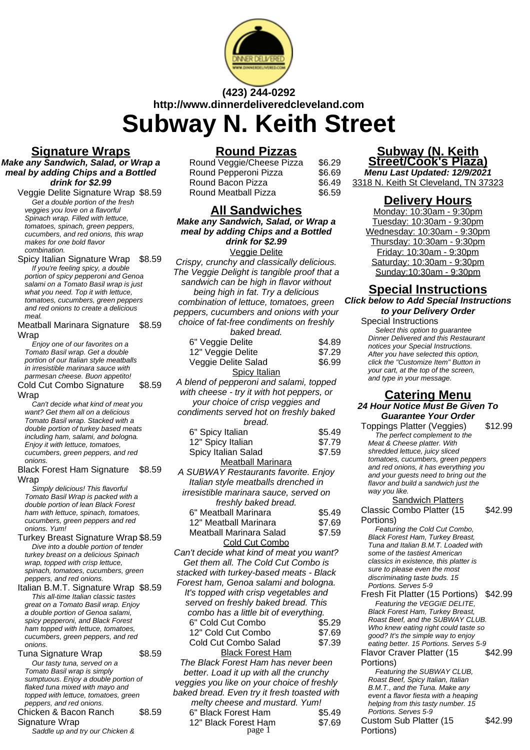(423) 244-0292
http://www.dinnerdeliveredcleveland.com

# Subway N. Keith Street

## Signature Wraps

**Make any Sandwich, Salad, or Wrap a meal by adding Chips and a Bottled drink for $2.99**

Veggie Delite Signature Wrap $8.59
*Get a double portion of the fresh veggies you love on a flavorful Spinach wrap. Filled with lettuce, tomatoes, spinach, green peppers, cucumbers, and red onions, this wrap makes for one bold flavor combination.*

Spicy Italian Signature Wrap $8.59
*If you're feeling spicy, a double portion of spicy pepperoni and Genoa salami on a Tomato Basil wrap is just what you need. Top it with lettuce, tomatoes, cucumbers, green peppers and red onions to create a delicious meal.*

Meatball Marinara Signature Wrap $8.59
*Enjoy one of our favorites on a Tomato Basil wrap. Get a double portion of our Italian style meatballs in irresistible marinara sauce with parmesan cheese. Buon appetito!*

Cold Cut Combo Signature Wrap $8.59
*Can't decide what kind of meat you want? Get them all on a delicious Tomato Basil wrap. Stacked with a double portion of turkey based meats including ham, salami, and bologna. Enjoy it with lettuce, tomatoes, cucumbers, green peppers, and red onions.*

Black Forest Ham Signature Wrap $8.59
*Simply delicious! This flavorful Tomato Basil Wrap is packed with a double portion of lean Black Forest ham with lettuce, spinach, tomatoes, cucumbers, green peppers and red onions. Yum!*

Turkey Breast Signature Wrap $8.59
*Dive into a double portion of tender turkey breast on a delicious Spinach wrap, topped with crisp lettuce, spinach, tomatoes, cucumbers, green peppers, and red onions.*

Italian B.M.T. Signature Wrap $8.59
*This all-time Italian classic tastes great on a Tomato Basil wrap. Enjoy a double portion of Genoa salami, spicy pepperoni, and Black Forest ham topped with lettuce, tomatoes, cucumbers, green peppers, and red onions.*

Tuna Signature Wrap $8.59
*Our tasty tuna, served on a Tomato Basil wrap is simply sumptuous. Enjoy a double portion of flaked tuna mixed with mayo and topped with lettuce, tomatoes, green peppers, and red onions.*

Chicken & Bacon Ranch Signature Wrap $8.59
*Saddle up and try our Chicken &*

## Round Pizzas

| Item | Price |
|---|---|
| Round Veggie/Cheese Pizza | $6.29 |
| Round Pepperoni Pizza | $6.69 |
| Round Bacon Pizza | $6.49 |
| Round Meatball Pizza | $6.59 |

## All Sandwiches

**Make any Sandwich, Salad, or Wrap a meal by adding Chips and a Bottled drink for $2.99**

### Veggie Delite

*Crispy, crunchy and classically delicious. The Veggie Delight is tangible proof that a sandwich can be high in flavor without being high in fat. Try a delicious combination of lettuce, tomatoes, green peppers, cucumbers and onions with your choice of fat-free condiments on freshly baked bread.*

| Item | Price |
|---|---|
| 6" Veggie Delite | $4.89 |
| 12" Veggie Delite | $7.29 |
| Veggie Delite Salad | $6.99 |

### Spicy Italian

*A blend of pepperoni and salami, topped with cheese - try it with hot peppers, or your choice of crisp veggies and condiments served hot on freshly baked bread.*

| Item | Price |
|---|---|
| 6" Spicy Italian | $5.49 |
| 12" Spicy Italian | $7.79 |
| Spicy Italian Salad | $7.59 |

### Meatball Marinara

*A SUBWAY Restaurants favorite. Enjoy Italian style meatballs drenched in irresistible marinara sauce, served on freshly baked bread.*

| Item | Price |
|---|---|
| 6" Meatball Marinara | $5.49 |
| 12" Meatball Marinara | $7.69 |
| Meatball Marinara Salad | $7.59 |

### Cold Cut Combo

*Can't decide what kind of meat you want? Get them all. The Cold Cut Combo is stacked with turkey-based meats - Black Forest ham, Genoa salami and bologna. It's topped with crisp vegetables and served on freshly baked bread. This combo has a little bit of everything.*

| Item | Price |
|---|---|
| 6" Cold Cut Combo | $5.29 |
| 12" Cold Cut Combo | $7.69 |
| Cold Cut Combo Salad | $7.39 |

### Black Forest Ham

*The Black Forest Ham has never been better. Load it up with all the crunchy veggies you like on your choice of freshly baked bread. Even try it fresh toasted with melty cheese and mustard. Yum!*

| Item | Price |
|---|---|
| 6" Black Forest Ham | $5.49 |
| 12" Black Forest Ham | $7.69 |

## Subway (N. Keith Street/Cook's Plaza)

**Menu Last Updated: 12/9/2021**

3318 N. Keith St Cleveland, TN 37323

## Delivery Hours

Monday: 10:30am - 9:30pm
Tuesday: 10:30am - 9:30pm
Wednesday: 10:30am - 9:30pm
Thursday: 10:30am - 9:30pm
Friday: 10:30am - 9:30pm
Saturday: 10:30am - 9:30pm
Sunday:10:30am - 9:30pm

## Special Instructions

**Click below to Add Special Instructions to your Delivery Order**

Special Instructions
*Select this option to guarantee Dinner Delivered and this Restaurant notices your Special Instructions. After you have selected this option, click the "Customize Item" Button in your cart, at the top of the screen, and type in your message.*

## Catering Menu

**24 Hour Notice Must Be Given To Guarantee Your Order**

Toppings Platter (Veggies) $12.99
*The perfect complement to the Meat & Cheese platter. With shredded lettuce, juicy sliced tomatoes, cucumbers, green peppers and red onions, it has everything you and your guests need to bring out the flavor and build a sandwich just the way you like.*

### Sandwich Platters

Classic Combo Platter (15 Portions) $42.99
*Featuring the Cold Cut Combo, Black Forest Ham, Turkey Breast, Tuna and Italian B.M.T. Loaded with some of the tastiest American classics in existence, this platter is sure to please even the most discriminating taste buds. 15 Portions. Serves 5-9*

Fresh Fit Platter (15 Portions) $42.99
*Featuring the VEGGIE DELITE, Black Forest Ham, Turkey Breast, Roast Beef, and the SUBWAY CLUB. Who knew eating right could taste so good? It's the simple way to enjoy eating better. 15 Portions. Serves 5-9*

Flavor Craver Platter (15 Portions) $42.99
*Featuring the SUBWAY CLUB, Roast Beef, Spicy Italian, Italian B.M.T., and the Tuna. Make any event a flavor fiesta with a heaping helping from this tasty number. 15 Portions. Serves 5-9*

Custom Sub Platter (15 Portions) $42.99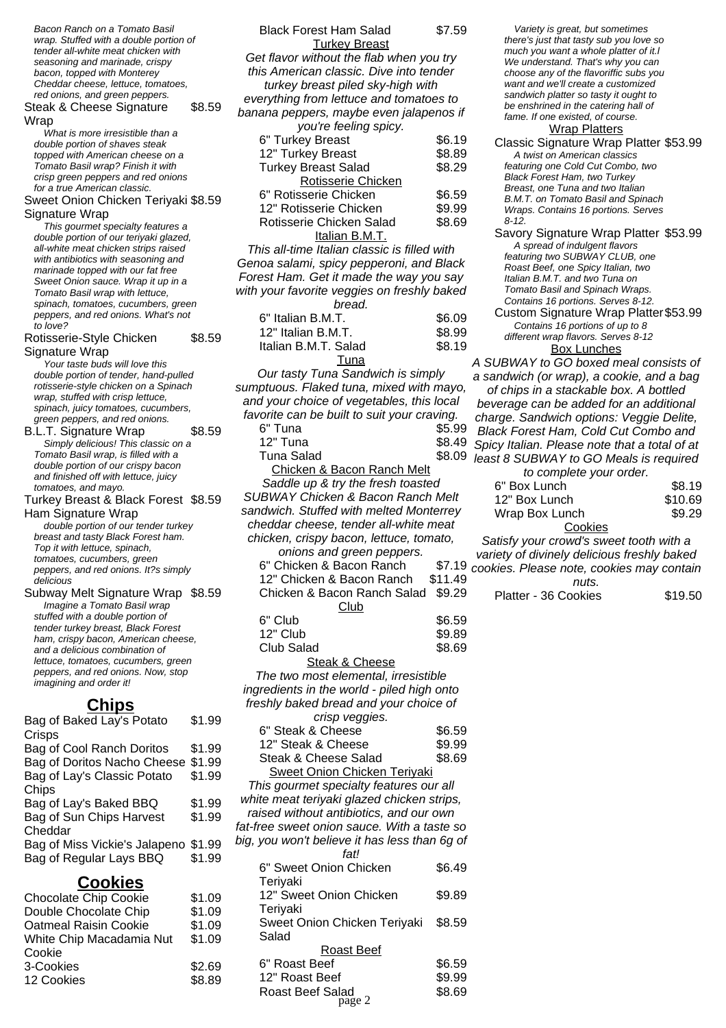*Bacon Ranch on a Tomato Basil wrap. Stuffed with a double portion of tender all-white meat chicken with seasoning and marinade, crispy bacon, topped with Monterey Cheddar cheese, lettuce, tomatoes, red onions, and green peppers.*

Steak & Cheese Signature Wrap $8.59

*What is more irresistible than a double portion of shaves steak topped with American cheese on a Tomato Basil wrap? Finish it with crisp green peppers and red onions for a true American classic.*

Sweet Onion Chicken Teriyaki Signature Wrap $8.59

*This gourmet specialty features a double portion of our teriyaki glazed, all-white meat chicken strips raised with antibiotics with seasoning and marinade topped with our fat free Sweet Onion sauce. Wrap it up in a Tomato Basil wrap with lettuce, spinach, tomatoes, cucumbers, green peppers, and red onions. What's not to love?*

Rotisserie-Style Chicken Signature Wrap $8.59

*Your taste buds will love this double portion of tender, hand-pulled rotisserie-style chicken on a Spinach wrap, stuffed with crisp lettuce, spinach, juicy tomatoes, cucumbers, green peppers, and red onions.*

B.L.T. Signature Wrap $8.59

*Simply delicious! This classic on a Tomato Basil wrap, is filled with a double portion of our crispy bacon and finished off with lettuce, juicy tomatoes, and mayo.*

Turkey Breast & Black Forest Ham Signature Wrap $8.59

*double portion of our tender turkey breast and tasty Black Forest ham. Top it with lettuce, spinach, tomatoes, cucumbers, green peppers, and red onions. It?s simply delicious*

Subway Melt Signature Wrap $8.59

*Imagine a Tomato Basil wrap stuffed with a double portion of tender turkey breast, Black Forest ham, crispy bacon, American cheese, and a delicious combination of lettuce, tomatoes, cucumbers, green peppers, and red onions. Now, stop imagining and order it!*

## Chips

| Item | Price |
|---|---|
| Bag of Baked Lay's Potato Crisps | $1.99 |
| Bag of Cool Ranch Doritos | $1.99 |
| Bag of Doritos Nacho Cheese | $1.99 |
| Bag of Lay's Classic Potato Chips | $1.99 |
| Bag of Lay's Baked BBQ | $1.99 |
| Bag of Sun Chips Harvest Cheddar | $1.99 |
| Bag of Miss Vickie's Jalapeno | $1.99 |
| Bag of Regular Lays BBQ | $1.99 |

## Cookies

| Item | Price |
|---|---|
| Chocolate Chip Cookie | $1.09 |
| Double Chocolate Chip | $1.09 |
| Oatmeal Raisin Cookie | $1.09 |
| White Chip Macadamia Nut Cookie | $1.09 |
| 3-Cookies | $2.69 |
| 12 Cookies | $8.89 |

Black Forest Ham Salad $7.59

### Turkey Breast

*Get flavor without the flab when you try this American classic. Dive into tender turkey breast piled sky-high with everything from lettuce and tomatoes to banana peppers, maybe even jalapenos if you're feeling spicy.*

| Item | Price |
|---|---|
| 6" Turkey Breast | $6.19 |
| 12" Turkey Breast | $8.89 |
| Turkey Breast Salad | $8.29 |

### Rotisserie Chicken

| Item | Price |
|---|---|
| 6" Rotisserie Chicken | $6.59 |
| 12" Rotisserie Chicken | $9.99 |
| Rotisserie Chicken Salad | $8.69 |

### Italian B.M.T.

*This all-time Italian classic is filled with Genoa salami, spicy pepperoni, and Black Forest Ham. Get it made the way you say with your favorite veggies on freshly baked bread.*

| Item | Price |
|---|---|
| 6" Italian B.M.T. | $6.09 |
| 12" Italian B.M.T. | $8.99 |
| Italian B.M.T. Salad | $8.19 |

### Tuna

*Our tasty Tuna Sandwich is simply sumptuous. Flaked tuna, mixed with mayo, and your choice of vegetables, this local favorite can be built to suit your craving.*

| Item | Price |
|---|---|
| 6" Tuna | $5.99 |
| 12" Tuna | $8.49 |
| Tuna Salad | $8.09 |

### Chicken & Bacon Ranch Melt

*Saddle up & try the fresh toasted SUBWAY Chicken & Bacon Ranch Melt sandwich. Stuffed with melted Monterrey cheddar cheese, tender all-white meat chicken, crispy bacon, lettuce, tomato, onions and green peppers.*

| Item | Price |
|---|---|
| 6" Chicken & Bacon Ranch | $7.19 |
| 12" Chicken & Bacon Ranch | $11.49 |
| Chicken & Bacon Ranch Salad | $9.29 |

### Club

| Item | Price |
|---|---|
| 6" Club | $6.59 |
| 12" Club | $9.89 |
| Club Salad | $8.69 |

### Steak & Cheese

*The two most elemental, irresistible ingredients in the world - piled high onto freshly baked bread and your choice of crisp veggies.*

| Item | Price |
|---|---|
| 6" Steak & Cheese | $6.59 |
| 12" Steak & Cheese | $9.99 |
| Steak & Cheese Salad | $8.69 |

### Sweet Onion Chicken Teriyaki

*This gourmet specialty features our all white meat teriyaki glazed chicken strips, raised without antibiotics, and our own fat-free sweet onion sauce. With a taste so big, you won't believe it has less than 6g of fat!*

| Item | Price |
|---|---|
| 6" Sweet Onion Chicken Teriyaki | $6.49 |
| 12" Sweet Onion Chicken Teriyaki | $9.89 |
| Sweet Onion Chicken Teriyaki Salad | $8.59 |

### Roast Beef

| Item | Price |
|---|---|
| 6" Roast Beef | $6.59 |
| 12" Roast Beef | $9.99 |
| Roast Beef Salad | $8.69 |

*Variety is great, but sometimes there's just that tasty sub you love so much you want a whole platter of it.l We understand. That's why you can choose any of the flavoriffic subs you want and we'll create a customized sandwich platter so tasty it ought to be enshrined in the catering hall of fame. If one existed, of course.*

### Wrap Platters

Classic Signature Wrap Platter $53.99

*A twist on American classics featuring one Cold Cut Combo, two Black Forest Ham, two Turkey Breast, one Tuna and two Italian B.M.T. on Tomato Basil and Spinach Wraps. Contains 16 portions. Serves 8-12.*

Savory Signature Wrap Platter $53.99

*A spread of indulgent flavors featuring two SUBWAY CLUB, one Roast Beef, one Spicy Italian, two Italian B.M.T. and two Tuna on Tomato Basil and Spinach Wraps. Contains 16 portions. Serves 8-12.*

Custom Signature Wrap Platter $53.99

*Contains 16 portions of up to 8 different wrap flavors. Serves 8-12*

### Box Lunches

*A SUBWAY to GO boxed meal consists of a sandwich (or wrap), a cookie, and a bag of chips in a stackable box. A bottled beverage can be added for an additional charge. Sandwich options: Veggie Delite, Black Forest Ham, Cold Cut Combo and Spicy Italian. Please note that a total of at least 8 SUBWAY to GO Meals is required to complete your order.*

| Item | Price |
|---|---|
| 6" Box Lunch | $8.19 |
| 12" Box Lunch | $10.69 |
| Wrap Box Lunch | $9.29 |

### Cookies

*Satisfy your crowd's sweet tooth with a variety of divinely delicious freshly baked cookies. Please note, cookies may contain nuts.*

| Item | Price |
|---|---|
| Platter - 36 Cookies | $19.50 |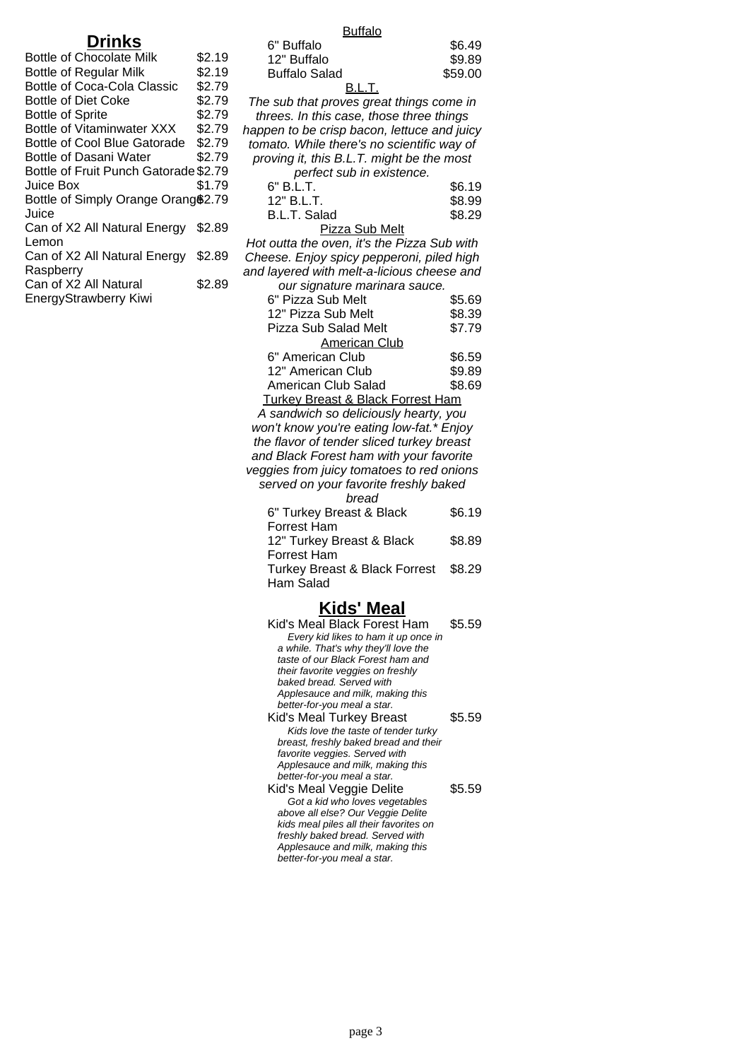## Drinks

| | |
|---|---|
| Bottle of Chocolate Milk | $2.19 |
| Bottle of Regular Milk | $2.19 |
| Bottle of Coca-Cola Classic | $2.79 |
| Bottle of Diet Coke | $2.79 |
| Bottle of Sprite | $2.79 |
| Bottle of Vitaminwater XXX | $2.79 |
| Bottle of Cool Blue Gatorade | $2.79 |
| Bottle of Dasani Water | $2.79 |
| Bottle of Fruit Punch Gatorade | $2.79 |
| Juice Box | $1.79 |
| Bottle of Simply Orange Orange Juice | $2.79 |
| Can of X2 All Natural Energy Lemon | $2.89 |
| Can of X2 All Natural Energy Raspberry | $2.89 |
| Can of X2 All Natural EnergyStrawberry Kiwi | $2.89 |

Buffalo

| | |
|---|---|
| 6" Buffalo | $6.49 |
| 12" Buffalo | $9.89 |
| Buffalo Salad | $59.00 |

B.L.T.

*The sub that proves great things come in threes. In this case, those three things happen to be crisp bacon, lettuce and juicy tomato. While there's no scientific way of proving it, this B.L.T. might be the most perfect sub in existence.*

| | |
|---|---|
| 6" B.L.T. | $6.19 |
| 12" B.L.T. | $8.99 |
| B.L.T. Salad | $8.29 |

Pizza Sub Melt

*Hot outta the oven, it's the Pizza Sub with Cheese. Enjoy spicy pepperoni, piled high and layered with melt-a-licious cheese and our signature marinara sauce.*

| | |
|---|---|
| 6" Pizza Sub Melt | $5.69 |
| 12" Pizza Sub Melt | $8.39 |
| Pizza Sub Salad Melt | $7.79 |

American Club

| | |
|---|---|
| 6" American Club | $6.59 |
| 12" American Club | $9.89 |
| American Club Salad | $8.69 |

Turkey Breast & Black Forrest Ham

*A sandwich so deliciously hearty, you won't know you're eating low-fat.* Enjoy the flavor of tender sliced turkey breast and Black Forest ham with your favorite veggies from juicy tomatoes to red onions served on your favorite freshly baked bread*

| | |
|---|---|
| 6" Turkey Breast & Black Forrest Ham | $6.19 |
| 12" Turkey Breast & Black Forrest Ham | $8.89 |
| Turkey Breast & Black Forrest Ham Salad | $8.29 |

## Kids' Meal

**Kid's Meal Black Forest Ham** $5.59

*Every kid likes to ham it up once in a while. That's why they'll love the taste of our Black Forest ham and their favorite veggies on freshly baked bread. Served with Applesauce and milk, making this better-for-you meal a star.*

**Kid's Meal Turkey Breast** $5.59

*Kids love the taste of tender turky breast, freshly baked bread and their favorite veggies. Served with Applesauce and milk, making this better-for-you meal a star.*

**Kid's Meal Veggie Delite** $5.59

*Got a kid who loves vegetables above all else? Our Veggie Delite kids meal piles all their favorites on freshly baked bread. Served with Applesauce and milk, making this better-for-you meal a star.*